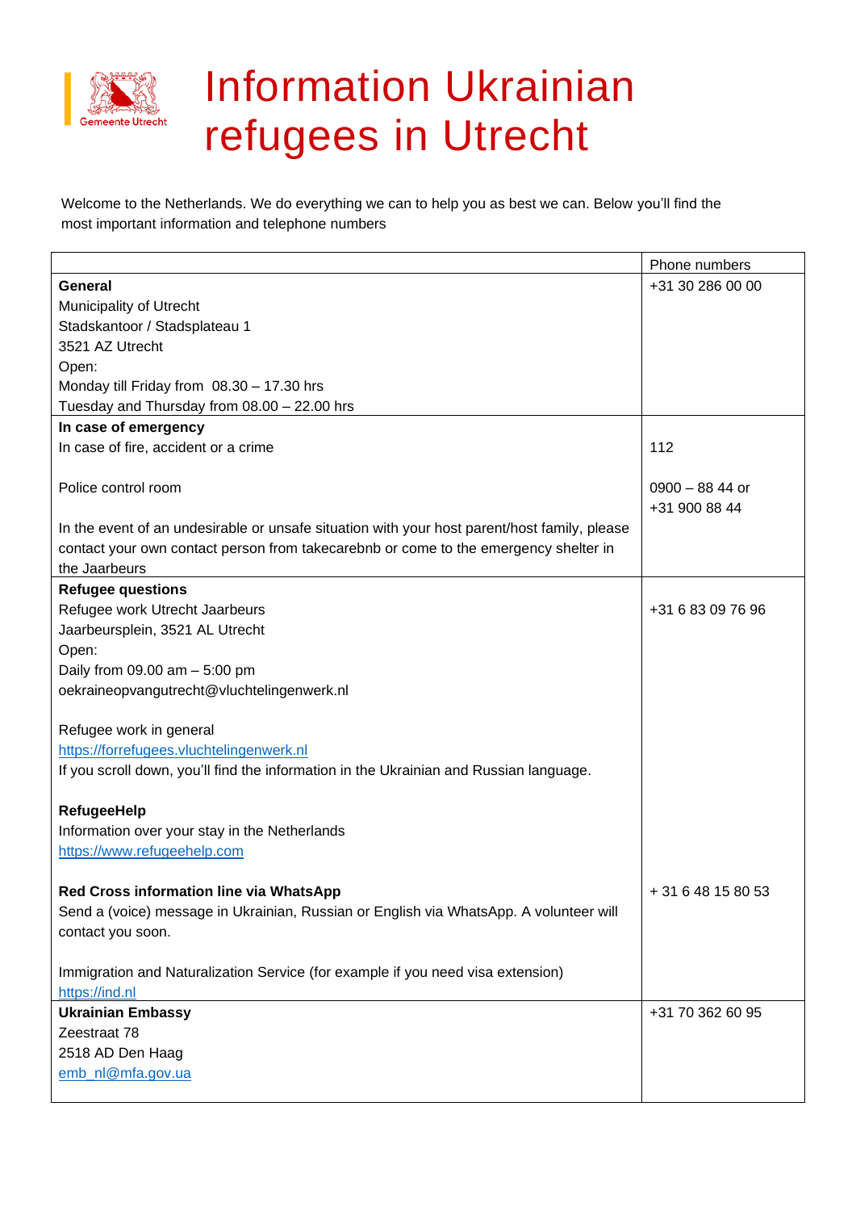Gemeente Utrecht

# Information Ukrainian refugees in Utrecht

Welcome to the Netherlands. We do everything we can to help you as best we can. Below you'll find the most important information and telephone numbers

| | Phone numbers |
|---|---|
| **General**<br>Municipality of Utrecht<br>Stadskantoor / Stadsplateau 1<br>3521 AZ Utrecht<br>Open:<br>Monday till Friday from 08.30 – 17.30 hrs<br>Tuesday and Thursday from 08.00 – 22.00 hrs | +31 30 286 00 00 |
| **In case of emergency**<br>In case of fire, accident or a crime | 112 |
| Police control room | 0900 – 88 44 or<br>+31 900 88 44 |
| In the event of an undesirable or unsafe situation with your host parent/host family, please contact your own contact person from takecarebnb or come to the emergency shelter in the Jaarbeurs | |
| **Refugee questions**<br>Refugee work Utrecht Jaarbeurs<br>Jaarbeursplein, 3521 AL Utrecht<br>Open:<br>Daily from 09.00 am – 5:00 pm<br>oekraineopvangutrecht@vluchtelingenwerk.nl | +31 6 83 09 76 96 |
| Refugee work in general<br>https://forrefugees.vluchtelingenwerk.nl<br>If you scroll down, you'll find the information in the Ukrainian and Russian language. | |
| **RefugeeHelp**<br>Information over your stay in the Netherlands<br>https://www.refugeehelp.com | |
| **Red Cross information line via WhatsApp**<br>Send a (voice) message in Ukrainian, Russian or English via WhatsApp. A volunteer will contact you soon. | + 31 6 48 15 80 53 |
| Immigration and Naturalization Service (for example if you need visa extension)<br>https://ind.nl | |
| **Ukrainian Embassy**<br>Zeestraat 78<br>2518 AD Den Haag<br>emb_nl@mfa.gov.ua | +31 70 362 60 95 |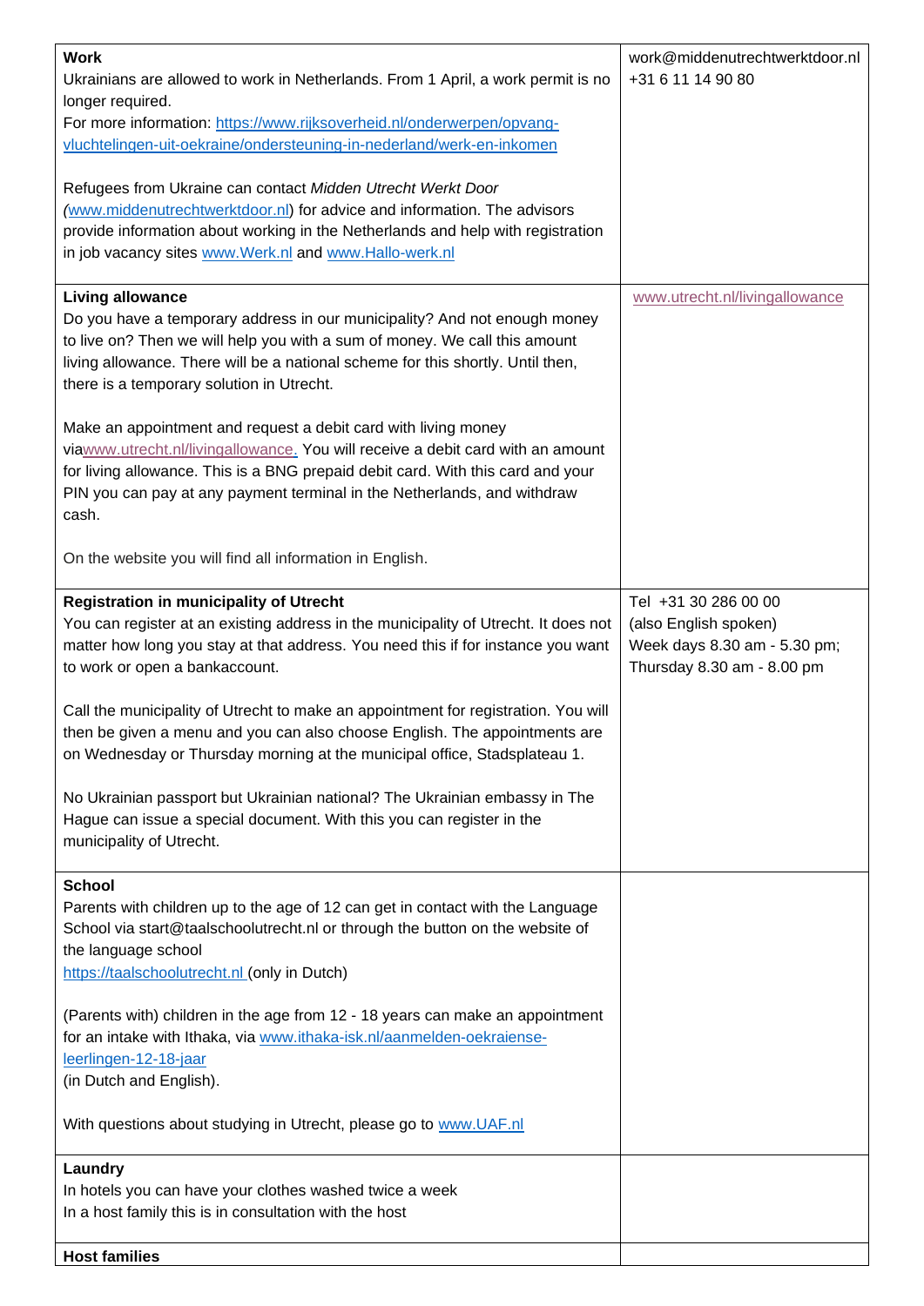| **Work**<br>Ukrainians are allowed to work in Netherlands. From 1 April, a work permit is no longer required.<br>For more information: https://www.rijksoverheid.nl/onderwerpen/opvang-vluchtelingen-uit-oekraine/ondersteuning-in-nederland/werk-en-inkomen<br><br>Refugees from Ukraine can contact *Midden Utrecht Werkt Door (*www.middenutrechtwerktdoor.nl) for advice and information. The advisors provide information about working in the Netherlands and help with registration in job vacancy sites www.Werk.nl and www.Hallo-werk.nl | work@middenutrechtwerktdoor.nl<br>+31 6 11 14 90 80 |
|---|---|
| **Living allowance**<br>Do you have a temporary address in our municipality? And not enough money to live on? Then we will help you with a sum of money. We call this amount living allowance. There will be a national scheme for this shortly. Until then, there is a temporary solution in Utrecht.<br><br>Make an appointment and request a debit card with living money viawww.utrecht.nl/livingallowance. You will receive a debit card with an amount for living allowance. This is a BNG prepaid debit card. With this card and your PIN you can pay at any payment terminal in the Netherlands, and withdraw cash.<br><br>On the website you will find all information in English. | www.utrecht.nl/livingallowance |
| **Registration in municipality of Utrecht**<br>You can register at an existing address in the municipality of Utrecht. It does not matter how long you stay at that address. You need this if for instance you want to work or open a bankaccount.<br><br>Call the municipality of Utrecht to make an appointment for registration. You will then be given a menu and you can also choose English. The appointments are on Wednesday or Thursday morning at the municipal office, Stadsplateau 1.<br><br>No Ukrainian passport but Ukrainian national? The Ukrainian embassy in The Hague can issue a special document. With this you can register in the municipality of Utrecht. | Tel +31 30 286 00 00<br>(also English spoken)<br>Week days 8.30 am - 5.30 pm;<br>Thursday 8.30 am - 8.00 pm |
| **School**<br>Parents with children up to the age of 12 can get in contact with the Language School via start@taalschoolutrecht.nl or through the button on the website of the language school<br>https://taalschoolutrecht.nl (only in Dutch)<br><br>(Parents with) children in the age from 12 - 18 years can make an appointment for an intake with Ithaka, via www.ithaka-isk.nl/aanmelden-oekraiense-leerlingen-12-18-jaar<br>(in Dutch and English).<br><br>With questions about studying in Utrecht, please go to www.UAF.nl | |
| **Laundry**<br>In hotels you can have your clothes washed twice a week<br>In a host family this is in consultation with the host | |
| **Host families** | |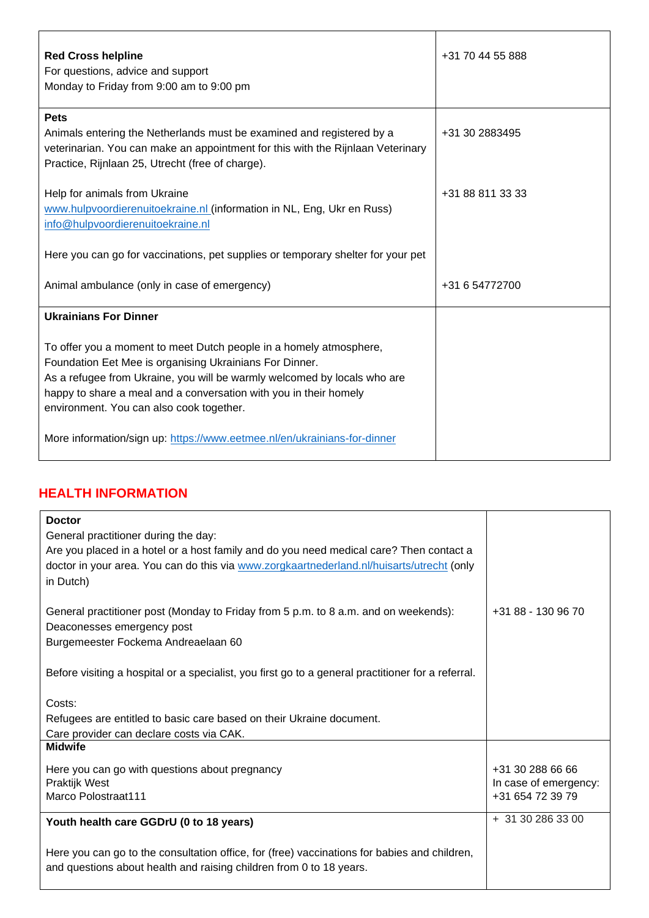| | |
|---|---|
| **Red Cross helpline**<br>For questions, advice and support<br>Monday to Friday from 9:00 am to 9:00 pm | +31 70 44 55 888 |
| **Pets**<br>Animals entering the Netherlands must be examined and registered by a veterinarian. You can make an appointment for this with the Rijnlaan Veterinary Practice, Rijnlaan 25, Utrecht (free of charge). | +31 30 2883495 |
| Help for animals from Ukraine<br>www.hulpvoordierenuitoekraine.nl (information in NL, Eng, Ukr en Russ)<br>info@hulpvoordierenuitoekraine.nl<br><br>Here you can go for vaccinations, pet supplies or temporary shelter for your pet | +31 88 811 33 33 |
| Animal ambulance (only in case of emergency) | +31 6 54772700 |
| **Ukrainians For Dinner**<br><br>To offer you a moment to meet Dutch people in a homely atmosphere, Foundation Eet Mee is organising Ukrainians For Dinner.<br>As a refugee from Ukraine, you will be warmly welcomed by locals who are happy to share a meal and a conversation with you in their homely environment. You can also cook together.<br><br>More information/sign up: https://www.eetmee.nl/en/ukrainians-for-dinner | |

## HEALTH INFORMATION

| | |
|---|---|
| **Doctor**<br>General practitioner during the day:<br>Are you placed in a hotel or a host family and do you need medical care? Then contact a doctor in your area. You can do this via www.zorgkaartnederland.nl/huisarts/utrecht (only in Dutch) | |
| General practitioner post (Monday to Friday from 5 p.m. to 8 a.m. and on weekends):<br>Deaconesses emergency post<br>Burgemeester Fockema Andreaelaan 60<br><br>Before visiting a hospital or a specialist, you first go to a general practitioner for a referral.<br><br>Costs:<br>Refugees are entitled to basic care based on their Ukraine document.<br>Care provider can declare costs via CAK. | +31 88 - 130 96 70 |
| **Midwife**<br><br>Here you can go with questions about pregnancy<br>Praktijk West<br>Marco Polostraat111 | +31 30 288 66 66<br>In case of emergency:<br>+31 654 72 39 79 |
| **Youth health care GGDrU (0 to 18 years)**<br><br>Here you can go to the consultation office, for (free) vaccinations for babies and children, and questions about health and raising children from 0 to 18 years. | + 31 30 286 33 00 |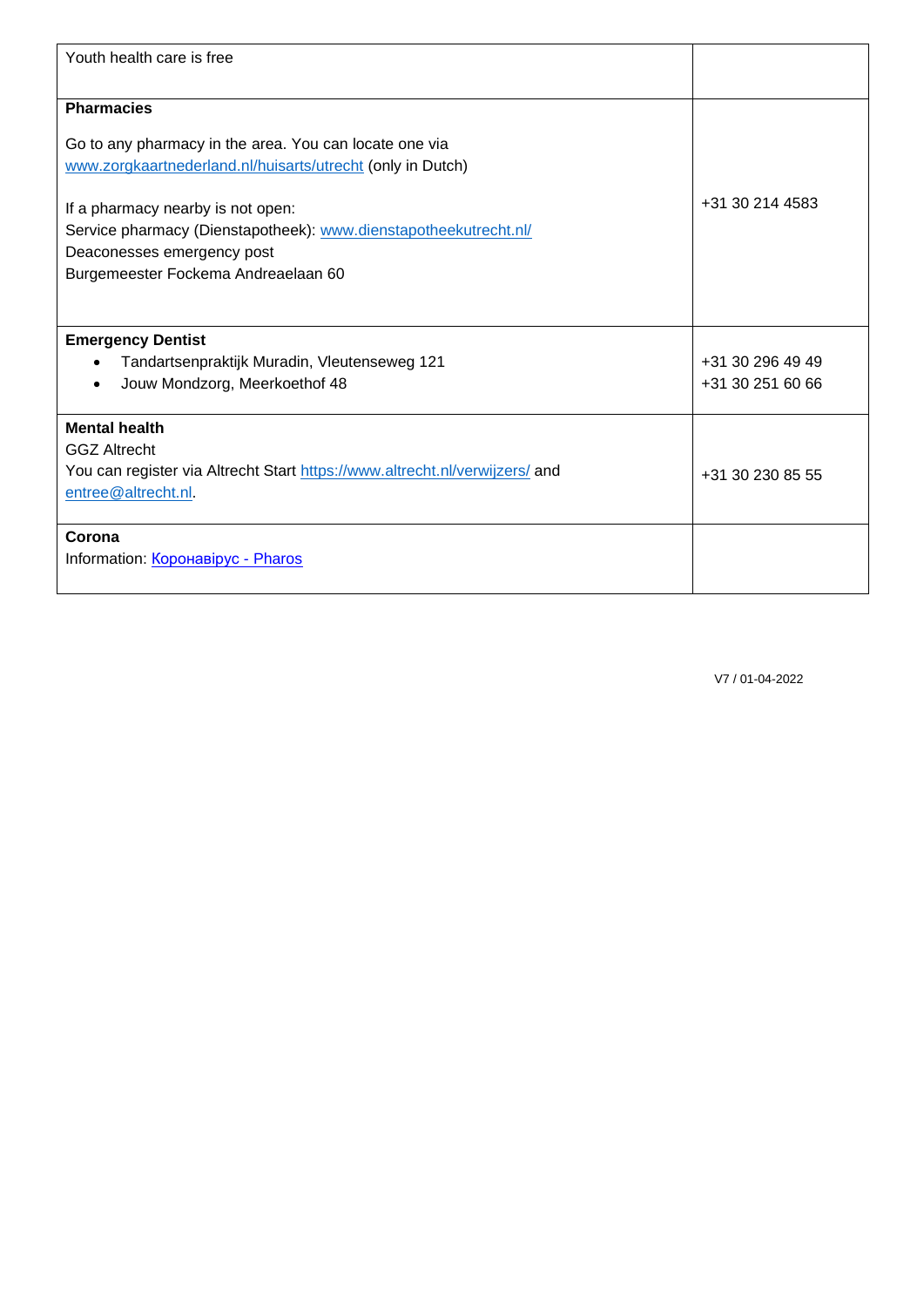| | |
|---|---|
| Youth health care is free | |
| **Pharmacies**<br><br>Go to any pharmacy in the area. You can locate one via www.zorgkaartnederland.nl/huisarts/utrecht (only in Dutch)<br><br>If a pharmacy nearby is not open:<br>Service pharmacy (Dienstapotheek): www.dienstapotheekutrecht.nl/<br>Deaconesses emergency post<br>Burgemeester Fockema Andreaelaan 60 | +31 30 214 4583 |
| **Emergency Dentist**<br>• Tandartsenpraktijk Muradin, Vleutenseweg 121<br>• Jouw Mondzorg, Meerkoethof 48 | +31 30 296 49 49<br>+31 30 251 60 66 |
| **Mental health**<br>GGZ Altrecht<br>You can register via Altrecht Start https://www.altrecht.nl/verwijzers/ and entree@altrecht.nl. | +31 30 230 85 55 |
| **Corona**<br>Information: Коронавірус - Pharos | |

V7 / 01-04-2022